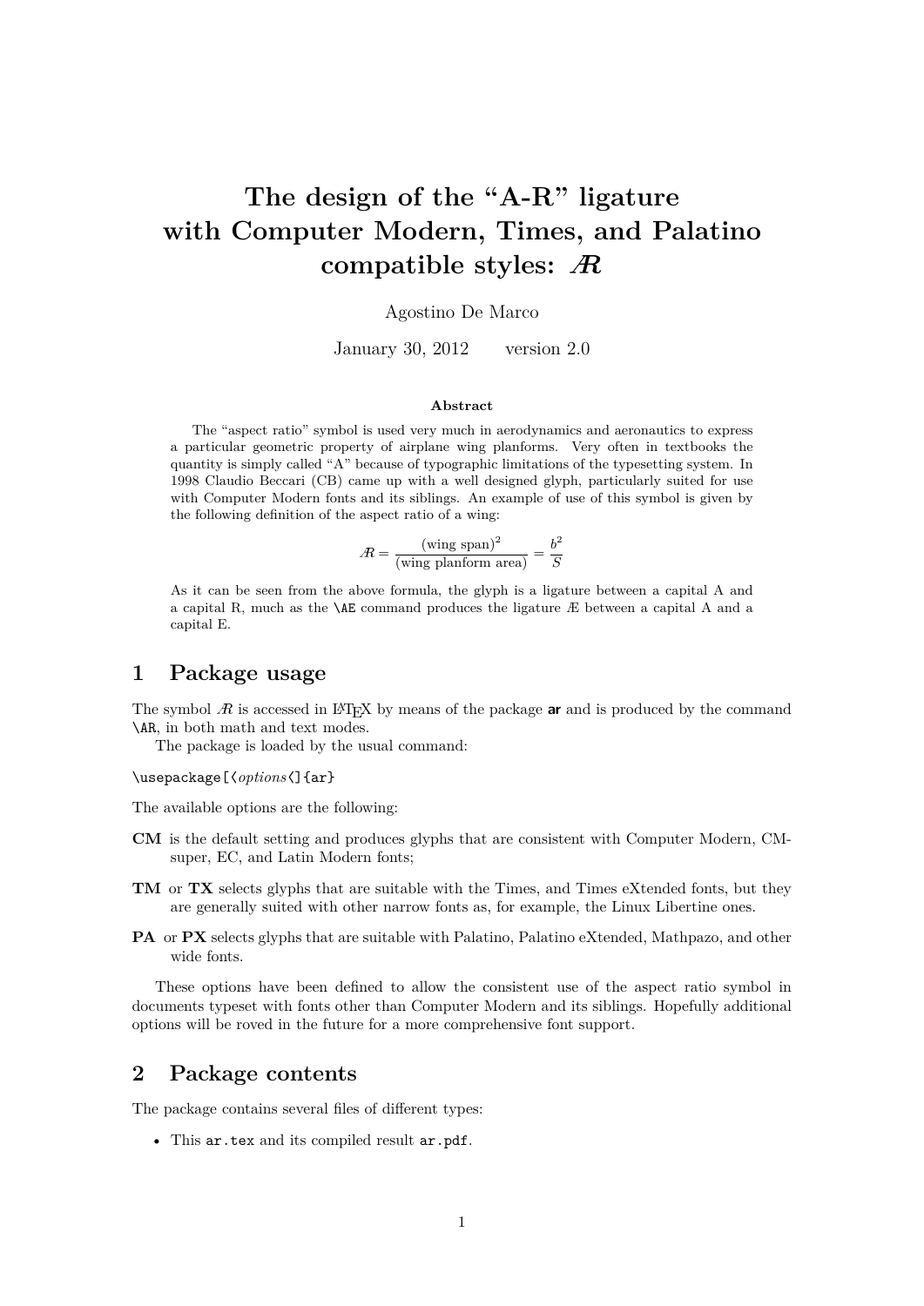# The design of the "A-R" ligature with Computer Modern, Times, and Palatino compatible styles: Æ

Agostino De Marco

January 30, 2012 version 2.0

**Abstract**

The "aspect ratio" symbol is used very much in aerodynamics and aeronautics to express a particular geometric property of airplane wing planforms. Very often in textbooks the quantity is simply called "A" because of typographic limitations of the typesetting system. In 1998 Claudio Beccari (CB) came up with a well designed glyph, particularly suited for use with Computer Modern fonts and its siblings. An example of use of this symbol is given by the following definition of the aspect ratio of a wing:

$$\text{Æ} = \frac{(\text{wing span})^2}{(\text{wing planform area})} = \frac{b^2}{S}$$

As it can be seen from the above formula, the glyph is a ligature between a capital A and a capital R, much as the `\AE` command produces the ligature Æ between a capital A and a capital E.

## 1 Package usage

The symbol Æ is accessed in LaTeX by means of the package **ar** and is produced by the command `\AR`, in both math and text modes.

The package is loaded by the usual command:

`\usepackage[⟨options⟨]{ar}`

The available options are the following:

**CM** is the default setting and produces glyphs that are consistent with Computer Modern, CM-super, EC, and Latin Modern fonts;

**TM** or **TX** selects glyphs that are suitable with the Times, and Times eXtended fonts, but they are generally suited with other narrow fonts as, for example, the Linux Libertine ones.

**PA** or **PX** selects glyphs that are suitable with Palatino, Palatino eXtended, Mathpazo, and other wide fonts.

These options have been defined to allow the consistent use of the aspect ratio symbol in documents typeset with fonts other than Computer Modern and its siblings. Hopefully additional options will be roved in the future for a more comprehensive font support.

## 2 Package contents

The package contains several files of different types:

- This `ar.tex` and its compiled result `ar.pdf`.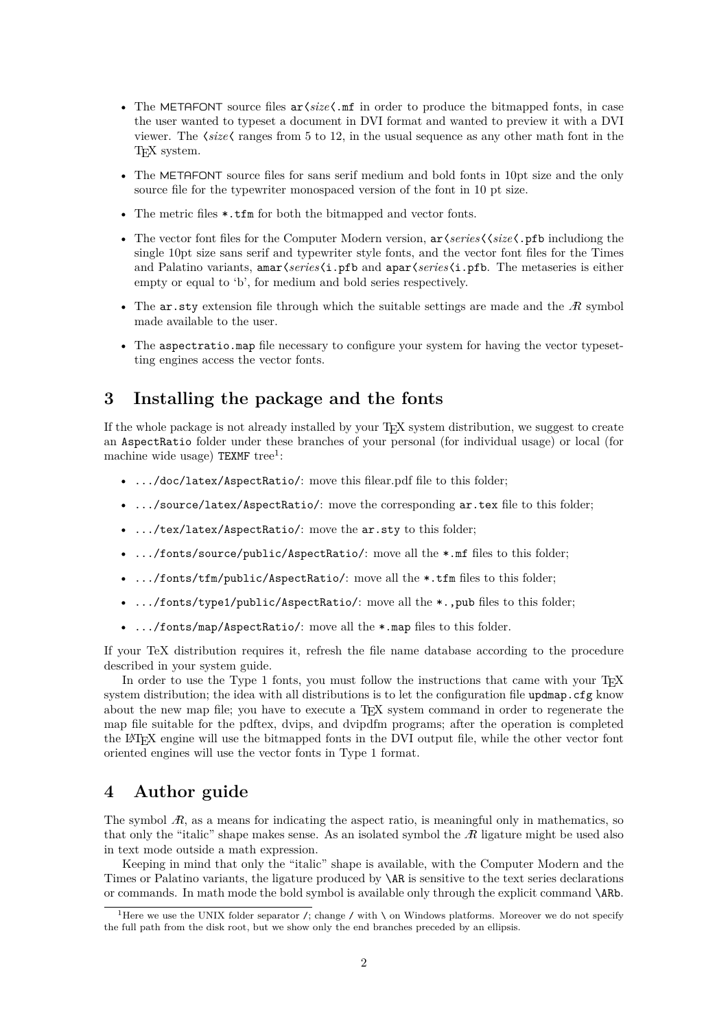- The METAFONT source files `ar⟨size⟨.mf` in order to produce the bitmapped fonts, in case the user wanted to typeset a document in DVI format and wanted to preview it with a DVI viewer. The ⟨*size*⟨ ranges from 5 to 12, in the usual sequence as any other math font in the TEX system.
- The METAFONT source files for sans serif medium and bold fonts in 10pt size and the only source file for the typewriter monospaced version of the font in 10 pt size.
- The metric files `*.tfm` for both the bitmapped and vector fonts.
- The vector font files for the Computer Modern version, `ar⟨series⟨⟨size⟨.pfb` includiong the single 10pt size sans serif and typewriter style fonts, and the vector font files for the Times and Palatino variants, `amar⟨series⟨i.pfb` and `apar⟨series⟨i.pfb`. The metaseries is either empty or equal to 'b', for medium and bold series respectively.
- The `ar.sty` extension file through which the suitable settings are made and the Æ symbol made available to the user.
- The `aspectratio.map` file necessary to configure your system for having the vector typesetting engines access the vector fonts.

## 3 Installing the package and the fonts

If the whole package is not already installed by your TEX system distribution, we suggest to create an `AspectRatio` folder under these branches of your personal (for individual usage) or local (for machine wide usage) `TEXMF` tree[1]:

- `.../doc/latex/AspectRatio/`: move this filear.pdf file to this folder;
- `.../source/latex/AspectRatio/`: move the corresponding `ar.tex` file to this folder;
- `.../tex/latex/AspectRatio/`: move the `ar.sty` to this folder;
- `.../fonts/source/public/AspectRatio/`: move all the `*.mf` files to this folder;
- `.../fonts/tfm/public/AspectRatio/`: move all the `*.tfm` files to this folder;
- `.../fonts/type1/public/AspectRatio/`: move all the `*.,pub` files to this folder;
- `.../fonts/map/AspectRatio/`: move all the `*.map` files to this folder.

If your TeX distribution requires it, refresh the file name database according to the procedure described in your system guide.

In order to use the Type 1 fonts, you must follow the instructions that came with your TEX system distribution; the idea with all distributions is to let the configuration file `updmap.cfg` know about the new map file; you have to execute a TEX system command in order to regenerate the map file suitable for the pdftex, dvips, and dvipdfm programs; after the operation is completed the LATEX engine will use the bitmapped fonts in the DVI output file, while the other vector font oriented engines will use the vector fonts in Type 1 format.

## 4 Author guide

The symbol Æ, as a means for indicating the aspect ratio, is meaningful only in mathematics, so that only the "italic" shape makes sense. As an isolated symbol the Æ ligature might be used also in text mode outside a math expression.

Keeping in mind that only the "italic" shape is available, with the Computer Modern and the Times or Palatino variants, the ligature produced by `\AR` is sensitive to the text series declarations or commands. In math mode the bold symbol is available only through the explicit command `\ARb`.

[1] Here we use the UNIX folder separator `/`; change `/` with `\` on Windows platforms. Moreover we do not specify the full path from the disk root, but we show only the end branches preceded by an ellipsis.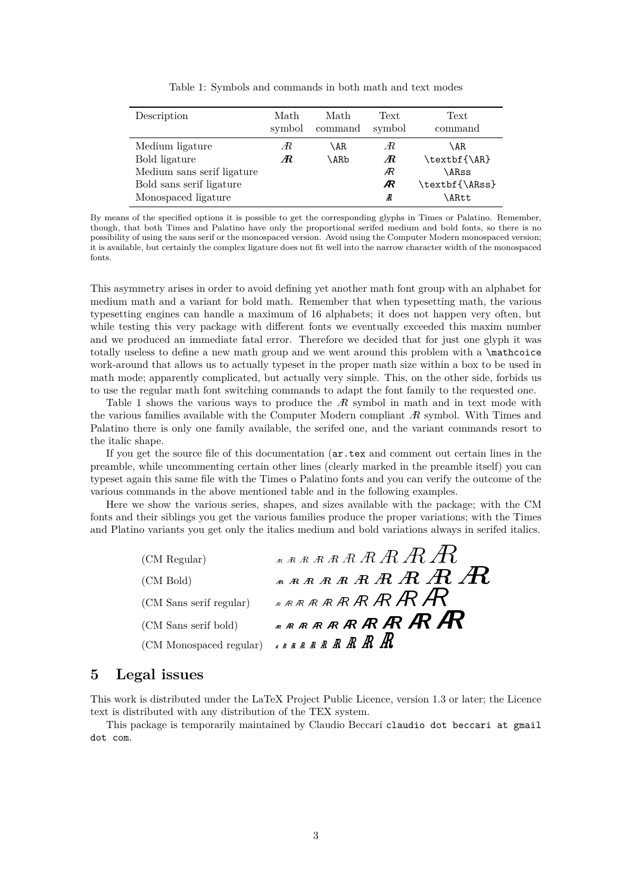Table 1: Symbols and commands in both math and text modes

| Description | Math symbol | Math command | Text symbol | Text command |
|---|---|---|---|---|
| Medium ligature | Æ | `\AR` | Æ | `\AR` |
| Bold ligature | **Æ** | `\ARb` | **Æ** | `\textbf{\AR}` |
| Medium sans serif ligature | | | Æ | `\ARss` |
| Bold sans serif ligature | | | **Æ** | `\textbf{\ARss}` |
| Monospaced ligature | | | Æ | `\ARtt` |

By means of the specified options it is possible to get the corresponding glyphs in Times or Palatino. Remember, though, that both Times and Palatino have only the proportional serifed medium and bold fonts, so there is no possibility of using the sans serif or the monospaced version. Avoid using the Computer Modern monospaced version; it is available, but certainly the complex ligature does not fit well into the narrow character width of the monospaced fonts.

This asymmetry arises in order to avoid defining yet another math font group with an alphabet for medium math and a variant for bold math. Remember that when typesetting math, the various typesetting engines can handle a maximum of 16 alphabets; it does not happen very often, but while testing this very package with different fonts we eventually exceeded this maxim number and we produced an immediate fatal error. Therefore we decided that for just one glyph it was totally useless to define a new math group and we went around this problem with a `\mathcoice` work-around that allows us to actually typeset in the proper math size within a box to be used in math mode; apparently complicated, but actually very simple. This, on the other side, forbids us to use the regular math font switching commands to adapt the font family to the requested one.

Table 1 shows the various ways to produce the Æ symbol in math and in text mode with the various families available with the Computer Modern compliant Æ symbol. With Times and Palatino there is only one family available, the serifed one, and the variant commands resort to the italic shape.

If you get the source file of this documentation (`ar.tex` and comment out certain lines in the preamble, while uncommenting certain other lines (clearly marked in the preamble itself) you can typeset again this same file with the Times o Palatino fonts and you can verify the outcome of the various commands in the above mentioned table and in the following examples.

Here we show the various series, shapes, and sizes available with the package; with the CM fonts and their siblings you get the various families produce the proper variations; with the Times and Platino variants you get only the italics medium and bold variations always in serifed italics.

(CM Regular) Æ Æ Æ Æ Æ Æ Æ Æ Æ Æ

(CM Bold) **Æ Æ Æ Æ Æ Æ Æ Æ Æ Æ**

(CM Sans serif regular) Æ Æ Æ Æ Æ Æ Æ Æ Æ Æ

(CM Sans serif bold) **Æ Æ Æ Æ Æ Æ Æ Æ Æ Æ**

(CM Monospaced regular) Æ Æ Æ Æ Æ Æ Æ Æ Æ Æ

## 5 Legal issues

This work is distributed under the LaTeX Project Public Licence, version 1.3 or later; the Licence text is distributed with any distribution of the TEX system.

This package is temporarily maintained by Claudio Beccari `claudio dot beccari at gmail dot com`.